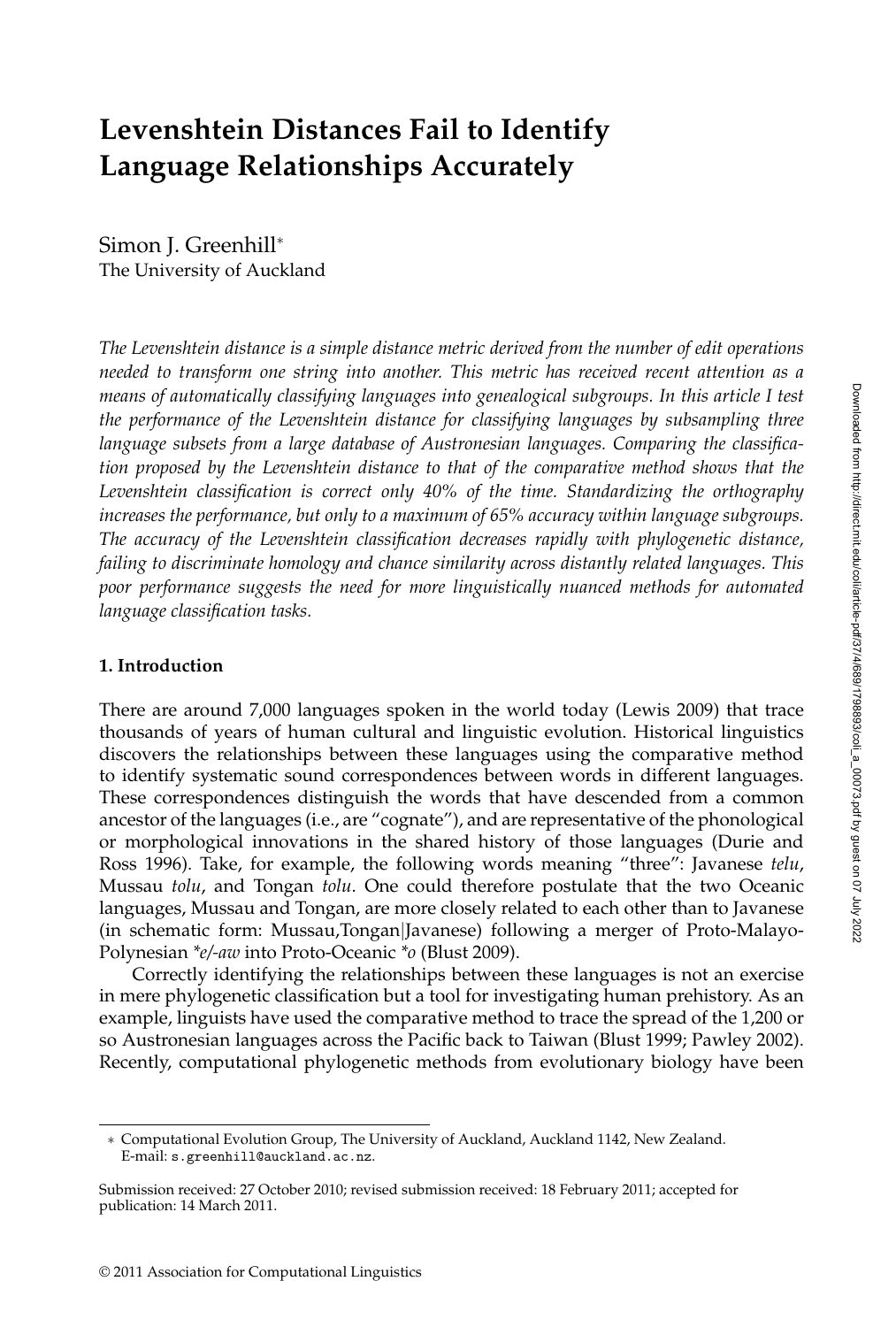# Levenshtein Distances Fail to Identify Language Relationships Accurately

Simon J. Greenhill*
The University of Auckland

*The Levenshtein distance is a simple distance metric derived from the number of edit operations needed to transform one string into another. This metric has received recent attention as a means of automatically classifying languages into genealogical subgroups. In this article I test the performance of the Levenshtein distance for classifying languages by subsampling three language subsets from a large database of Austronesian languages. Comparing the classification proposed by the Levenshtein distance to that of the comparative method shows that the Levenshtein classification is correct only 40% of the time. Standardizing the orthography increases the performance, but only to a maximum of 65% accuracy within language subgroups. The accuracy of the Levenshtein classification decreases rapidly with phylogenetic distance, failing to discriminate homology and chance similarity across distantly related languages. This poor performance suggests the need for more linguistically nuanced methods for automated language classification tasks.*

## 1. Introduction

There are around 7,000 languages spoken in the world today (Lewis 2009) that trace thousands of years of human cultural and linguistic evolution. Historical linguistics discovers the relationships between these languages using the comparative method to identify systematic sound correspondences between words in different languages. These correspondences distinguish the words that have descended from a common ancestor of the languages (i.e., are "cognate"), and are representative of the phonological or morphological innovations in the shared history of those languages (Durie and Ross 1996). Take, for example, the following words meaning "three": Javanese *telu*, Mussau *tolu*, and Tongan *tolu*. One could therefore postulate that the two Oceanic languages, Mussau and Tongan, are more closely related to each other than to Javanese (in schematic form: Mussau,Tongan|Javanese) following a merger of Proto-Malayo-Polynesian *\*e/-aw* into Proto-Oceanic *\*o* (Blust 2009).

Correctly identifying the relationships between these languages is not an exercise in mere phylogenetic classification but a tool for investigating human prehistory. As an example, linguists have used the comparative method to trace the spread of the 1,200 or so Austronesian languages across the Pacific back to Taiwan (Blust 1999; Pawley 2002). Recently, computational phylogenetic methods from evolutionary biology have been

* Computational Evolution Group, The University of Auckland, Auckland 1142, New Zealand. E-mail: s.greenhill@auckland.ac.nz.

Submission received: 27 October 2010; revised submission received: 18 February 2011; accepted for publication: 14 March 2011.

© 2011 Association for Computational Linguistics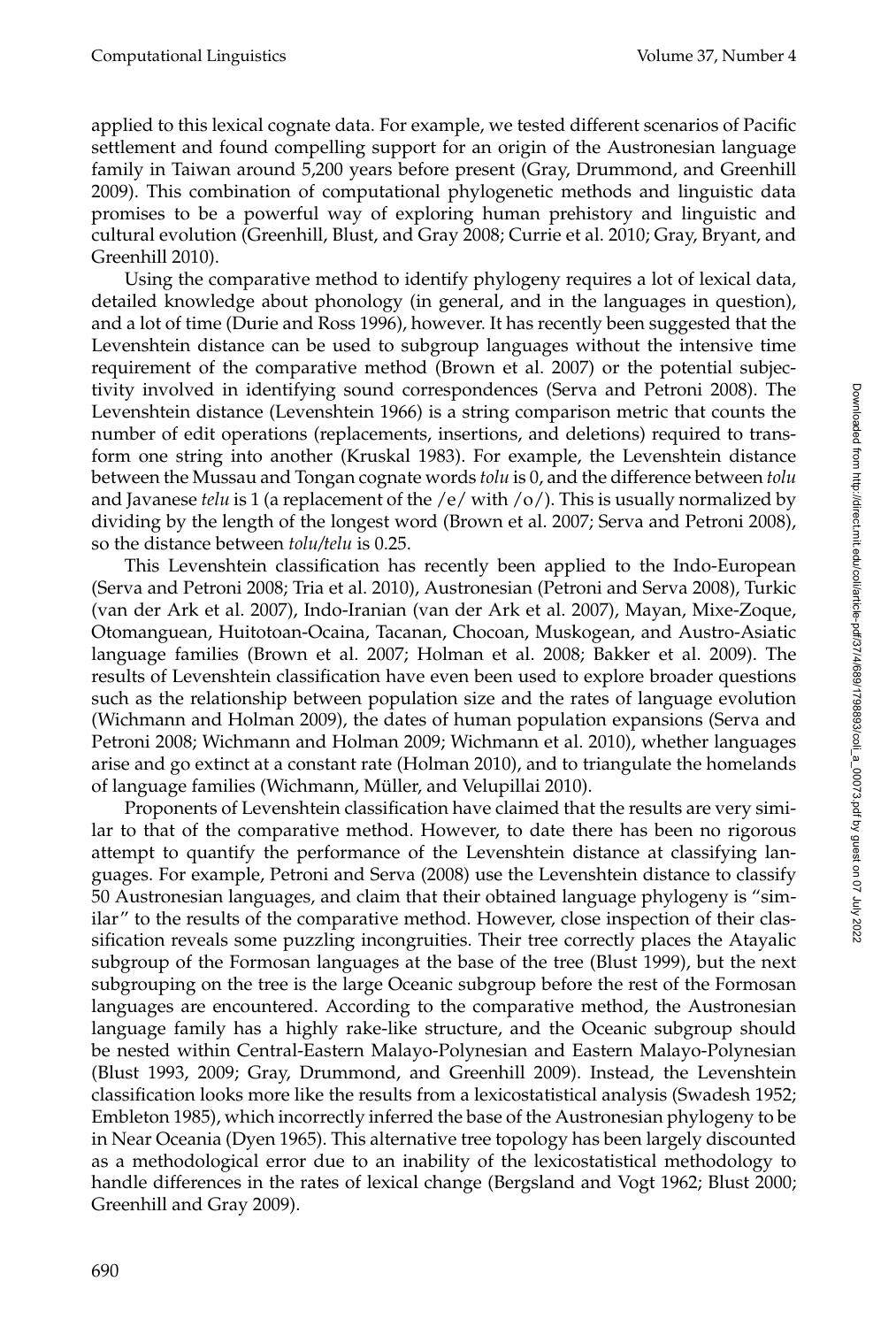applied to this lexical cognate data. For example, we tested different scenarios of Pacific settlement and found compelling support for an origin of the Austronesian language family in Taiwan around 5,200 years before present (Gray, Drummond, and Greenhill 2009). This combination of computational phylogenetic methods and linguistic data promises to be a powerful way of exploring human prehistory and linguistic and cultural evolution (Greenhill, Blust, and Gray 2008; Currie et al. 2010; Gray, Bryant, and Greenhill 2010).

Using the comparative method to identify phylogeny requires a lot of lexical data, detailed knowledge about phonology (in general, and in the languages in question), and a lot of time (Durie and Ross 1996), however. It has recently been suggested that the Levenshtein distance can be used to subgroup languages without the intensive time requirement of the comparative method (Brown et al. 2007) or the potential subjectivity involved in identifying sound correspondences (Serva and Petroni 2008). The Levenshtein distance (Levenshtein 1966) is a string comparison metric that counts the number of edit operations (replacements, insertions, and deletions) required to transform one string into another (Kruskal 1983). For example, the Levenshtein distance between the Mussau and Tongan cognate words *tolu* is 0, and the difference between *tolu* and Javanese *telu* is 1 (a replacement of the /e/ with /o/). This is usually normalized by dividing by the length of the longest word (Brown et al. 2007; Serva and Petroni 2008), so the distance between *tolu/telu* is 0.25.

This Levenshtein classification has recently been applied to the Indo-European (Serva and Petroni 2008; Tria et al. 2010), Austronesian (Petroni and Serva 2008), Turkic (van der Ark et al. 2007), Indo-Iranian (van der Ark et al. 2007), Mayan, Mixe-Zoque, Otomanguean, Huitotoan-Ocaina, Tacanan, Chocoan, Muskogean, and Austro-Asiatic language families (Brown et al. 2007; Holman et al. 2008; Bakker et al. 2009). The results of Levenshtein classification have even been used to explore broader questions such as the relationship between population size and the rates of language evolution (Wichmann and Holman 2009), the dates of human population expansions (Serva and Petroni 2008; Wichmann and Holman 2009; Wichmann et al. 2010), whether languages arise and go extinct at a constant rate (Holman 2010), and to triangulate the homelands of language families (Wichmann, Müller, and Velupillai 2010).

Proponents of Levenshtein classification have claimed that the results are very similar to that of the comparative method. However, to date there has been no rigorous attempt to quantify the performance of the Levenshtein distance at classifying languages. For example, Petroni and Serva (2008) use the Levenshtein distance to classify 50 Austronesian languages, and claim that their obtained language phylogeny is "similar" to the results of the comparative method. However, close inspection of their classification reveals some puzzling incongruities. Their tree correctly places the Atayalic subgroup of the Formosan languages at the base of the tree (Blust 1999), but the next subgrouping on the tree is the large Oceanic subgroup before the rest of the Formosan languages are encountered. According to the comparative method, the Austronesian language family has a highly rake-like structure, and the Oceanic subgroup should be nested within Central-Eastern Malayo-Polynesian and Eastern Malayo-Polynesian (Blust 1993, 2009; Gray, Drummond, and Greenhill 2009). Instead, the Levenshtein classification looks more like the results from a lexicostatistical analysis (Swadesh 1952; Embleton 1985), which incorrectly inferred the base of the Austronesian phylogeny to be in Near Oceania (Dyen 1965). This alternative tree topology has been largely discounted as a methodological error due to an inability of the lexicostatistical methodology to handle differences in the rates of lexical change (Bergsland and Vogt 1962; Blust 2000; Greenhill and Gray 2009).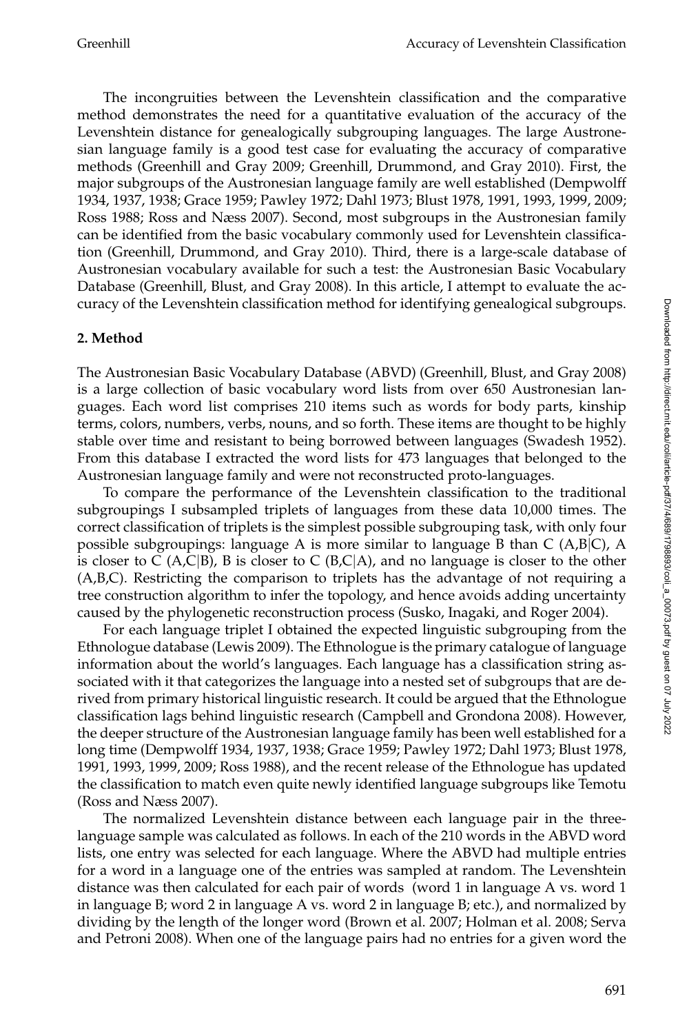The incongruities between the Levenshtein classification and the comparative method demonstrates the need for a quantitative evaluation of the accuracy of the Levenshtein distance for genealogically subgrouping languages. The large Austronesian language family is a good test case for evaluating the accuracy of comparative methods (Greenhill and Gray 2009; Greenhill, Drummond, and Gray 2010). First, the major subgroups of the Austronesian language family are well established (Dempwolff 1934, 1937, 1938; Grace 1959; Pawley 1972; Dahl 1973; Blust 1978, 1991, 1993, 1999, 2009; Ross 1988; Ross and Næss 2007). Second, most subgroups in the Austronesian family can be identified from the basic vocabulary commonly used for Levenshtein classification (Greenhill, Drummond, and Gray 2010). Third, there is a large-scale database of Austronesian vocabulary available for such a test: the Austronesian Basic Vocabulary Database (Greenhill, Blust, and Gray 2008). In this article, I attempt to evaluate the accuracy of the Levenshtein classification method for identifying genealogical subgroups.

## 2. Method

The Austronesian Basic Vocabulary Database (ABVD) (Greenhill, Blust, and Gray 2008) is a large collection of basic vocabulary word lists from over 650 Austronesian languages. Each word list comprises 210 items such as words for body parts, kinship terms, colors, numbers, verbs, nouns, and so forth. These items are thought to be highly stable over time and resistant to being borrowed between languages (Swadesh 1952). From this database I extracted the word lists for 473 languages that belonged to the Austronesian language family and were not reconstructed proto-languages.

To compare the performance of the Levenshtein classification to the traditional subgroupings I subsampled triplets of languages from these data 10,000 times. The correct classification of triplets is the simplest possible subgrouping task, with only four possible subgroupings: language A is more similar to language B than C (A,B|C), A is closer to C (A,C|B), B is closer to C (B,C|A), and no language is closer to the other (A,B,C). Restricting the comparison to triplets has the advantage of not requiring a tree construction algorithm to infer the topology, and hence avoids adding uncertainty caused by the phylogenetic reconstruction process (Susko, Inagaki, and Roger 2004).

For each language triplet I obtained the expected linguistic subgrouping from the Ethnologue database (Lewis 2009). The Ethnologue is the primary catalogue of language information about the world's languages. Each language has a classification string associated with it that categorizes the language into a nested set of subgroups that are derived from primary historical linguistic research. It could be argued that the Ethnologue classification lags behind linguistic research (Campbell and Grondona 2008). However, the deeper structure of the Austronesian language family has been well established for a long time (Dempwolff 1934, 1937, 1938; Grace 1959; Pawley 1972; Dahl 1973; Blust 1978, 1991, 1993, 1999, 2009; Ross 1988), and the recent release of the Ethnologue has updated the classification to match even quite newly identified language subgroups like Temotu (Ross and Næss 2007).

The normalized Levenshtein distance between each language pair in the three-language sample was calculated as follows. In each of the 210 words in the ABVD word lists, one entry was selected for each language. Where the ABVD had multiple entries for a word in a language one of the entries was sampled at random. The Levenshtein distance was then calculated for each pair of words (word 1 in language A vs. word 1 in language B; word 2 in language A vs. word 2 in language B; etc.), and normalized by dividing by the length of the longer word (Brown et al. 2007; Holman et al. 2008; Serva and Petroni 2008). When one of the language pairs had no entries for a given word the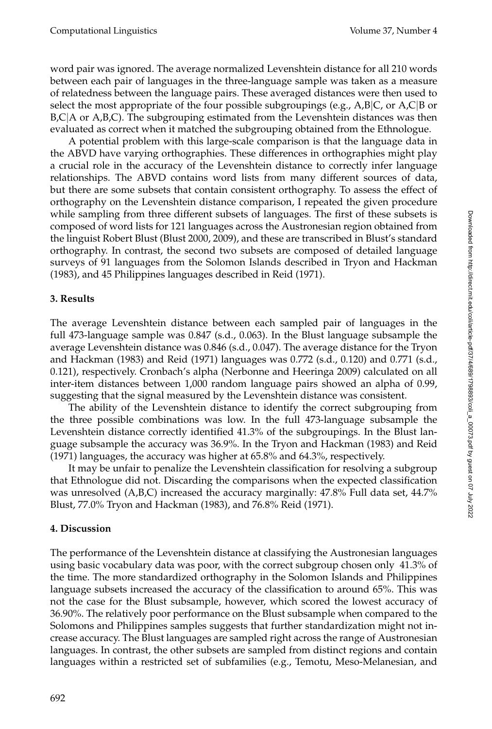word pair was ignored. The average normalized Levenshtein distance for all 210 words between each pair of languages in the three-language sample was taken as a measure of relatedness between the language pairs. These averaged distances were then used to select the most appropriate of the four possible subgroupings (e.g., A,B|C, or A,C|B or B,C|A or A,B,C). The subgrouping estimated from the Levenshtein distances was then evaluated as correct when it matched the subgrouping obtained from the Ethnologue.

A potential problem with this large-scale comparison is that the language data in the ABVD have varying orthographies. These differences in orthographies might play a crucial role in the accuracy of the Levenshtein distance to correctly infer language relationships. The ABVD contains word lists from many different sources of data, but there are some subsets that contain consistent orthography. To assess the effect of orthography on the Levenshtein distance comparison, I repeated the given procedure while sampling from three different subsets of languages. The first of these subsets is composed of word lists for 121 languages across the Austronesian region obtained from the linguist Robert Blust (Blust 2000, 2009), and these are transcribed in Blust's standard orthography. In contrast, the second two subsets are composed of detailed language surveys of 91 languages from the Solomon Islands described in Tryon and Hackman (1983), and 45 Philippines languages described in Reid (1971).

## 3. Results

The average Levenshtein distance between each sampled pair of languages in the full 473-language sample was 0.847 (s.d., 0.063). In the Blust language subsample the average Levenshtein distance was 0.846 (s.d., 0.047). The average distance for the Tryon and Hackman (1983) and Reid (1971) languages was 0.772 (s.d., 0.120) and 0.771 (s.d., 0.121), respectively. Cronbach's alpha (Nerbonne and Heeringa 2009) calculated on all inter-item distances between 1,000 random language pairs showed an alpha of 0.99, suggesting that the signal measured by the Levenshtein distance was consistent.

The ability of the Levenshtein distance to identify the correct subgrouping from the three possible combinations was low. In the full 473-language subsample the Levenshtein distance correctly identified 41.3% of the subgroupings. In the Blust language subsample the accuracy was 36.9%. In the Tryon and Hackman (1983) and Reid (1971) languages, the accuracy was higher at 65.8% and 64.3%, respectively.

It may be unfair to penalize the Levenshtein classification for resolving a subgroup that Ethnologue did not. Discarding the comparisons when the expected classification was unresolved (A,B,C) increased the accuracy marginally: 47.8% Full data set, 44.7% Blust, 77.0% Tryon and Hackman (1983), and 76.8% Reid (1971).

## 4. Discussion

The performance of the Levenshtein distance at classifying the Austronesian languages using basic vocabulary data was poor, with the correct subgroup chosen only 41.3% of the time. The more standardized orthography in the Solomon Islands and Philippines language subsets increased the accuracy of the classification to around 65%. This was not the case for the Blust subsample, however, which scored the lowest accuracy of 36.90%. The relatively poor performance on the Blust subsample when compared to the Solomons and Philippines samples suggests that further standardization might not increase accuracy. The Blust languages are sampled right across the range of Austronesian languages. In contrast, the other subsets are sampled from distinct regions and contain languages within a restricted set of subfamilies (e.g., Temotu, Meso-Melanesian, and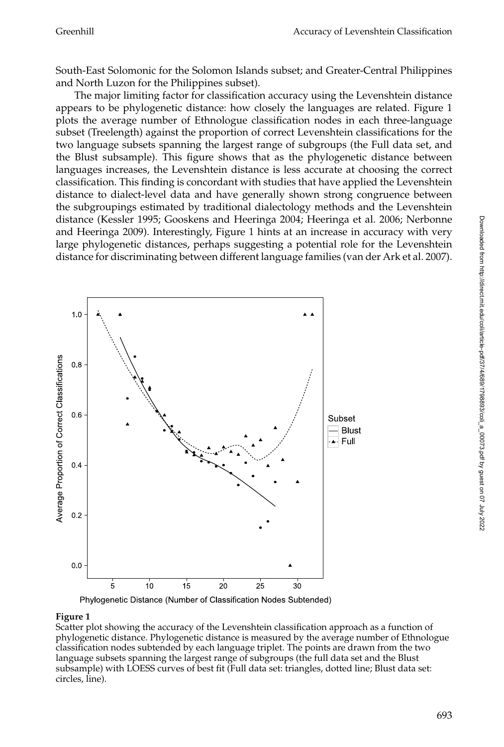South-East Solomonic for the Solomon Islands subset; and Greater-Central Philippines and North Luzon for the Philippines subset).

The major limiting factor for classification accuracy using the Levenshtein distance appears to be phylogenetic distance: how closely the languages are related. Figure 1 plots the average number of Ethnologue classification nodes in each three-language subset (Treelength) against the proportion of correct Levenshtein classifications for the two language subsets spanning the largest range of subgroups (the Full data set, and the Blust subsample). This figure shows that as the phylogenetic distance between languages increases, the Levenshtein distance is less accurate at choosing the correct classification. This finding is concordant with studies that have applied the Levenshtein distance to dialect-level data and have generally shown strong congruence between the subgroupings estimated by traditional dialectology methods and the Levenshtein distance (Kessler 1995; Gooskens and Heeringa 2004; Heeringa et al. 2006; Nerbonne and Heeringa 2009). Interestingly, Figure 1 hints at an increase in accuracy with very large phylogenetic distances, perhaps suggesting a potential role for the Levenshtein distance for discriminating between different language families (van der Ark et al. 2007).

**Figure 1**
Scatter plot showing the accuracy of the Levenshtein classification approach as a function of phylogenetic distance. Phylogenetic distance is measured by the average number of Ethnologue classification nodes subtended by each language triplet. The points are drawn from the two language subsets spanning the largest range of subgroups (the full data set and the Blust subsample) with LOESS curves of best fit (Full data set: triangles, dotted line; Blust data set: circles, line).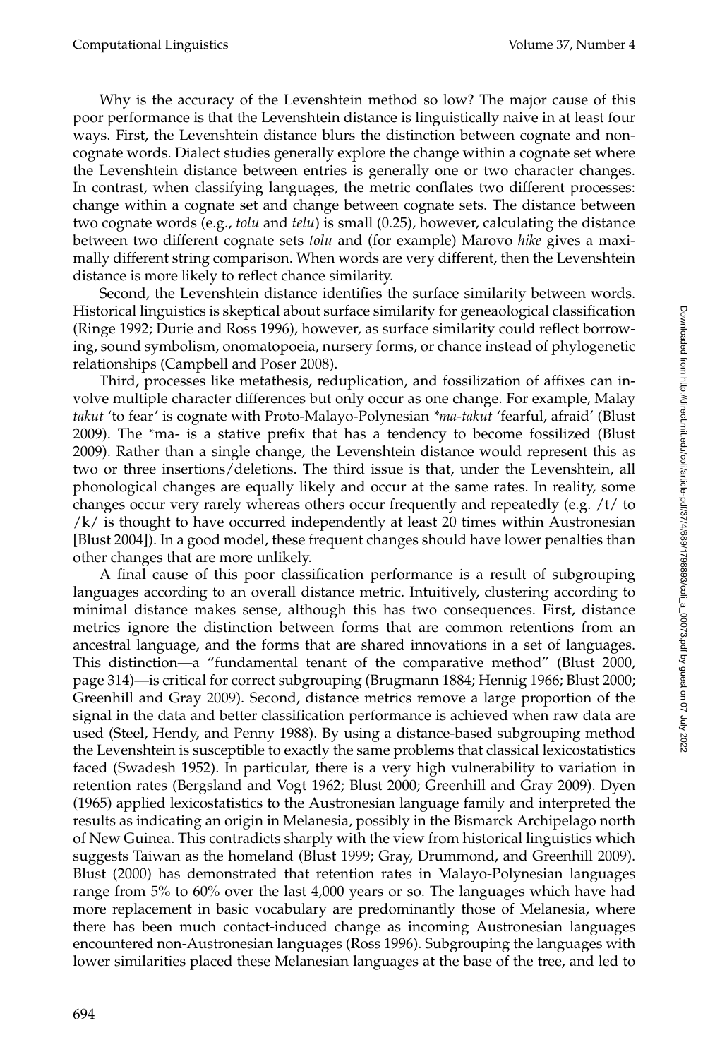Why is the accuracy of the Levenshtein method so low? The major cause of this poor performance is that the Levenshtein distance is linguistically naive in at least four ways. First, the Levenshtein distance blurs the distinction between cognate and non-cognate words. Dialect studies generally explore the change within a cognate set where the Levenshtein distance between entries is generally one or two character changes. In contrast, when classifying languages, the metric conflates two different processes: change within a cognate set and change between cognate sets. The distance between two cognate words (e.g., *tolu* and *telu*) is small (0.25), however, calculating the distance between two different cognate sets *tolu* and (for example) Marovo *hike* gives a maximally different string comparison. When words are very different, then the Levenshtein distance is more likely to reflect chance similarity.

Second, the Levenshtein distance identifies the surface similarity between words. Historical linguistics is skeptical about surface similarity for geneaological classification (Ringe 1992; Durie and Ross 1996), however, as surface similarity could reflect borrowing, sound symbolism, onomatopoeia, nursery forms, or chance instead of phylogenetic relationships (Campbell and Poser 2008).

Third, processes like metathesis, reduplication, and fossilization of affixes can involve multiple character differences but only occur as one change. For example, Malay *takut* 'to fear' is cognate with Proto-Malayo-Polynesian *\*ma-takut* 'fearful, afraid' (Blust 2009). The \*ma- is a stative prefix that has a tendency to become fossilized (Blust 2009). Rather than a single change, the Levenshtein distance would represent this as two or three insertions/deletions. The third issue is that, under the Levenshtein, all phonological changes are equally likely and occur at the same rates. In reality, some changes occur very rarely whereas others occur frequently and repeatedly (e.g. /t/ to /k/ is thought to have occurred independently at least 20 times within Austronesian [Blust 2004]). In a good model, these frequent changes should have lower penalties than other changes that are more unlikely.

A final cause of this poor classification performance is a result of subgrouping languages according to an overall distance metric. Intuitively, clustering according to minimal distance makes sense, although this has two consequences. First, distance metrics ignore the distinction between forms that are common retentions from an ancestral language, and the forms that are shared innovations in a set of languages. This distinction—a "fundamental tenant of the comparative method" (Blust 2000, page 314)—is critical for correct subgrouping (Brugmann 1884; Hennig 1966; Blust 2000; Greenhill and Gray 2009). Second, distance metrics remove a large proportion of the signal in the data and better classification performance is achieved when raw data are used (Steel, Hendy, and Penny 1988). By using a distance-based subgrouping method the Levenshtein is susceptible to exactly the same problems that classical lexicostatistics faced (Swadesh 1952). In particular, there is a very high vulnerability to variation in retention rates (Bergsland and Vogt 1962; Blust 2000; Greenhill and Gray 2009). Dyen (1965) applied lexicostatistics to the Austronesian language family and interpreted the results as indicating an origin in Melanesia, possibly in the Bismarck Archipelago north of New Guinea. This contradicts sharply with the view from historical linguistics which suggests Taiwan as the homeland (Blust 1999; Gray, Drummond, and Greenhill 2009). Blust (2000) has demonstrated that retention rates in Malayo-Polynesian languages range from 5% to 60% over the last 4,000 years or so. The languages which have had more replacement in basic vocabulary are predominantly those of Melanesia, where there has been much contact-induced change as incoming Austronesian languages encountered non-Austronesian languages (Ross 1996). Subgrouping the languages with lower similarities placed these Melanesian languages at the base of the tree, and led to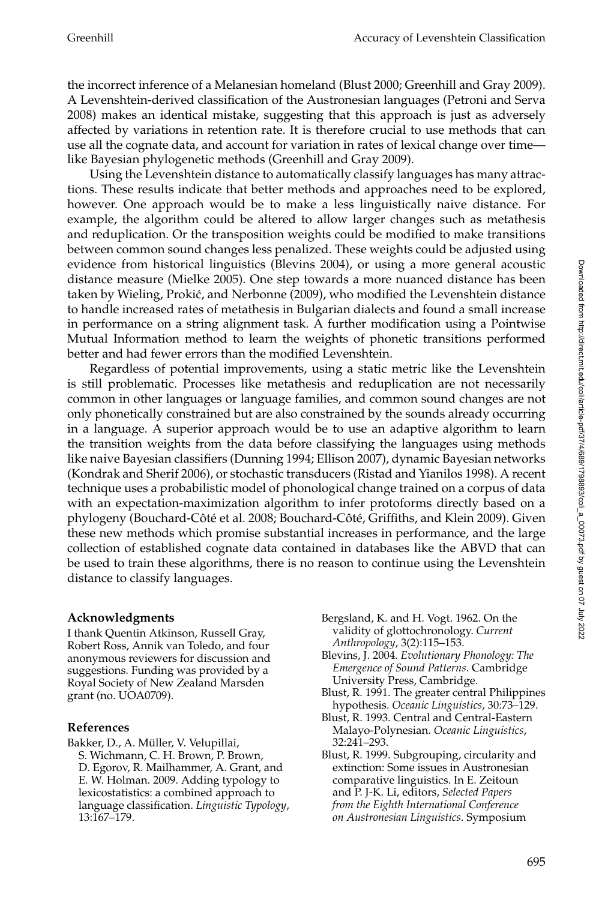the incorrect inference of a Melanesian homeland (Blust 2000; Greenhill and Gray 2009). A Levenshtein-derived classification of the Austronesian languages (Petroni and Serva 2008) makes an identical mistake, suggesting that this approach is just as adversely affected by variations in retention rate. It is therefore crucial to use methods that can use all the cognate data, and account for variation in rates of lexical change over time—like Bayesian phylogenetic methods (Greenhill and Gray 2009).

Using the Levenshtein distance to automatically classify languages has many attractions. These results indicate that better methods and approaches need to be explored, however. One approach would be to make a less linguistically naive distance. For example, the algorithm could be altered to allow larger changes such as metathesis and reduplication. Or the transposition weights could be modified to make transitions between common sound changes less penalized. These weights could be adjusted using evidence from historical linguistics (Blevins 2004), or using a more general acoustic distance measure (Mielke 2005). One step towards a more nuanced distance has been taken by Wieling, Prokić, and Nerbonne (2009), who modified the Levenshtein distance to handle increased rates of metathesis in Bulgarian dialects and found a small increase in performance on a string alignment task. A further modification using a Pointwise Mutual Information method to learn the weights of phonetic transitions performed better and had fewer errors than the modified Levenshtein.

Regardless of potential improvements, using a static metric like the Levenshtein is still problematic. Processes like metathesis and reduplication are not necessarily common in other languages or language families, and common sound changes are not only phonetically constrained but are also constrained by the sounds already occurring in a language. A superior approach would be to use an adaptive algorithm to learn the transition weights from the data before classifying the languages using methods like naive Bayesian classifiers (Dunning 1994; Ellison 2007), dynamic Bayesian networks (Kondrak and Sherif 2006), or stochastic transducers (Ristad and Yianilos 1998). A recent technique uses a probabilistic model of phonological change trained on a corpus of data with an expectation-maximization algorithm to infer protoforms directly based on a phylogeny (Bouchard-Côté et al. 2008; Bouchard-Côté, Griffiths, and Klein 2009). Given these new methods which promise substantial increases in performance, and the large collection of established cognate data contained in databases like the ABVD that can be used to train these algorithms, there is no reason to continue using the Levenshtein distance to classify languages.

## Acknowledgments

I thank Quentin Atkinson, Russell Gray, Robert Ross, Annik van Toledo, and four anonymous reviewers for discussion and suggestions. Funding was provided by a Royal Society of New Zealand Marsden grant (no. UOA0709).

## References

Bakker, D., A. Müller, V. Velupillai, S. Wichmann, C. H. Brown, P. Brown, D. Egorov, R. Mailhammer, A. Grant, and E. W. Holman. 2009. Adding typology to lexicostatistics: a combined approach to language classification. *Linguistic Typology*, 13:167–179.

Bergsland, K. and H. Vogt. 1962. On the validity of glottochronology. *Current Anthropology*, 3(2):115–153.

Blevins, J. 2004. *Evolutionary Phonology: The Emergence of Sound Patterns*. Cambridge University Press, Cambridge.

Blust, R. 1991. The greater central Philippines hypothesis. *Oceanic Linguistics*, 30:73–129.

Blust, R. 1993. Central and Central-Eastern Malayo-Polynesian. *Oceanic Linguistics*, 32:241–293.

Blust, R. 1999. Subgrouping, circularity and extinction: Some issues in Austronesian comparative linguistics. In E. Zeitoun and P. J-K. Li, editors, *Selected Papers from the Eighth International Conference on Austronesian Linguistics*. Symposium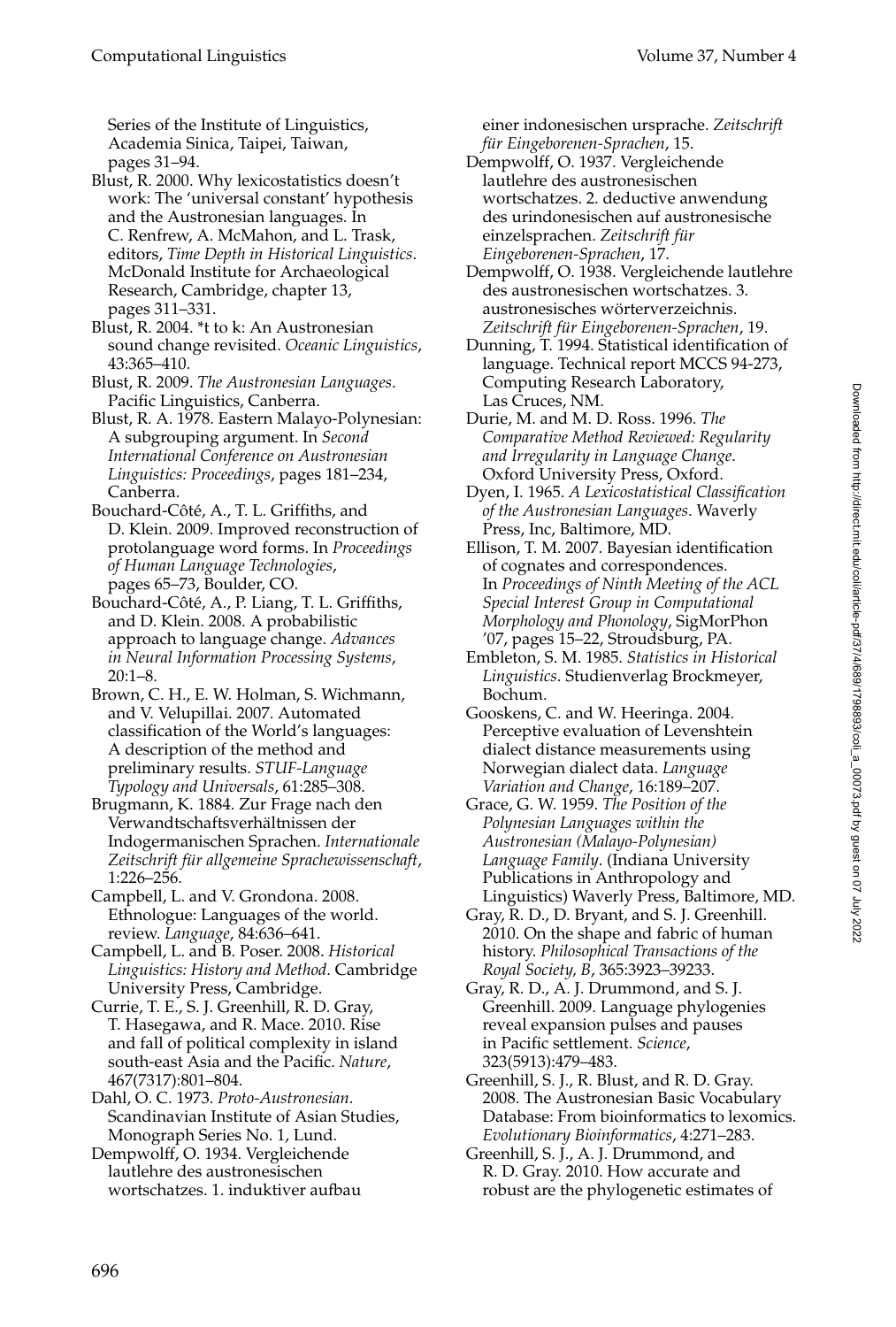Series of the Institute of Linguistics, Academia Sinica, Taipei, Taiwan, pages 31–94.

Blust, R. 2000. Why lexicostatistics doesn't work: The 'universal constant' hypothesis and the Austronesian languages. In C. Renfrew, A. McMahon, and L. Trask, editors, *Time Depth in Historical Linguistics*. McDonald Institute for Archaeological Research, Cambridge, chapter 13, pages 311–331.

Blust, R. 2004. *t to k: An Austronesian sound change revisited. *Oceanic Linguistics*, 43:365–410.

Blust, R. 2009. *The Austronesian Languages*. Pacific Linguistics, Canberra.

Blust, R. A. 1978. Eastern Malayo-Polynesian: A subgrouping argument. In *Second International Conference on Austronesian Linguistics: Proceedings*, pages 181–234, Canberra.

Bouchard-Côté, A., T. L. Griffiths, and D. Klein. 2009. Improved reconstruction of protolanguage word forms. In *Proceedings of Human Language Technologies*, pages 65–73, Boulder, CO.

Bouchard-Côté, A., P. Liang, T. L. Griffiths, and D. Klein. 2008. A probabilistic approach to language change. *Advances in Neural Information Processing Systems*, 20:1–8.

Brown, C. H., E. W. Holman, S. Wichmann, and V. Velupillai. 2007. Automated classification of the World's languages: A description of the method and preliminary results. *STUF-Language Typology and Universals*, 61:285–308.

Brugmann, K. 1884. Zur Frage nach den Verwandtschaftsverhältnissen der Indogermanischen Sprachen. *Internationale Zeitschrift für allgemeine Sprachewissenschaft*, 1:226–256.

Campbell, L. and V. Grondona. 2008. Ethnologue: Languages of the world. review. *Language*, 84:636–641.

Campbell, L. and B. Poser. 2008. *Historical Linguistics: History and Method*. Cambridge University Press, Cambridge.

Currie, T. E., S. J. Greenhill, R. D. Gray, T. Hasegawa, and R. Mace. 2010. Rise and fall of political complexity in island south-east Asia and the Pacific. *Nature*, 467(7317):801–804.

Dahl, O. C. 1973. *Proto-Austronesian*. Scandinavian Institute of Asian Studies, Monograph Series No. 1, Lund.

Dempwolff, O. 1934. Vergleichende lautlehre des austronesischen wortschatzes. 1. induktiver aufbau einer indonesischen ursprache. *Zeitschrift für Eingeborenen-Sprachen*, 15.

Dempwolff, O. 1937. Vergleichende lautlehre des austronesischen wortschatzes. 2. deductive anwendung des urindonesischen auf austronesische einzelsprachen. *Zeitschrift für Eingeborenen-Sprachen*, 17.

Dempwolff, O. 1938. Vergleichende lautlehre des austronesischen wortschatzes. 3. austronesisches wörterverzeichnis. *Zeitschrift für Eingeborenen-Sprachen*, 19.

Dunning, T. 1994. Statistical identification of language. Technical report MCCS 94-273, Computing Research Laboratory, Las Cruces, NM.

Durie, M. and M. D. Ross. 1996. *The Comparative Method Reviewed: Regularity and Irregularity in Language Change*. Oxford University Press, Oxford.

Dyen, I. 1965. *A Lexicostatistical Classification of the Austronesian Languages*. Waverly Press, Inc, Baltimore, MD.

Ellison, T. M. 2007. Bayesian identification of cognates and correspondences. In *Proceedings of Ninth Meeting of the ACL Special Interest Group in Computational Morphology and Phonology*, SigMorPhon '07, pages 15–22, Stroudsburg, PA.

Embleton, S. M. 1985. *Statistics in Historical Linguistics*. Studienverlag Brockmeyer, Bochum.

Gooskens, C. and W. Heeringa. 2004. Perceptive evaluation of Levenshtein dialect distance measurements using Norwegian dialect data. *Language Variation and Change*, 16:189–207.

Grace, G. W. 1959. *The Position of the Polynesian Languages within the Austronesian (Malayo-Polynesian) Language Family*. (Indiana University Publications in Anthropology and Linguistics) Waverly Press, Baltimore, MD.

Gray, R. D., D. Bryant, and S. J. Greenhill. 2010. On the shape and fabric of human history. *Philosophical Transactions of the Royal Society, B*, 365:3923–39233.

Gray, R. D., A. J. Drummond, and S. J. Greenhill. 2009. Language phylogenies reveal expansion pulses and pauses in Pacific settlement. *Science*, 323(5913):479–483.

Greenhill, S. J., R. Blust, and R. D. Gray. 2008. The Austronesian Basic Vocabulary Database: From bioinformatics to lexomics. *Evolutionary Bioinformatics*, 4:271–283.

Greenhill, S. J., A. J. Drummond, and R. D. Gray. 2010. How accurate and robust are the phylogenetic estimates of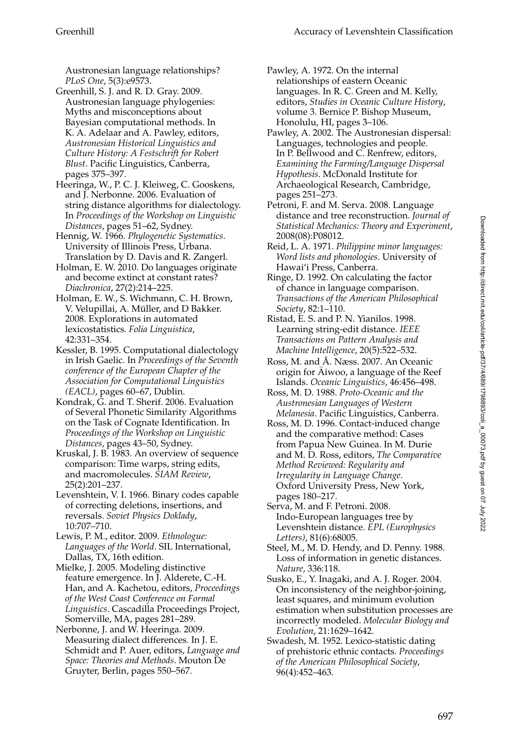Austronesian language relationships? *PLoS One*, 5(3):e9573.

Greenhill, S. J. and R. D. Gray. 2009. Austronesian language phylogenies: Myths and misconceptions about Bayesian computational methods. In K. A. Adelaar and A. Pawley, editors, *Austronesian Historical Linguistics and Culture History: A Festschrift for Robert Blust*. Pacific Linguistics, Canberra, pages 375–397.

Heeringa, W., P. C. J. Kleiweg, C. Gooskens, and J. Nerbonne. 2006. Evaluation of string distance algorithms for dialectology. In *Proceedings of the Workshop on Linguistic Distances*, pages 51–62, Sydney.

Hennig, W. 1966. *Phylogenetic Systematics*. University of Illinois Press, Urbana. Translation by D. Davis and R. Zangerl.

Holman, E. W. 2010. Do languages originate and become extinct at constant rates? *Diachronica*, 27(2):214–225.

Holman, E. W., S. Wichmann, C. H. Brown, V. Velupillai, A. Müller, and D Bakker. 2008. Explorations in automated lexicostatistics. *Folia Linguistica*, 42:331–354.

Kessler, B. 1995. Computational dialectology in Irish Gaelic. In *Proceedings of the Seventh conference of the European Chapter of the Association for Computational Linguistics (EACL)*, pages 60–67, Dublin.

Kondrak, G. and T. Sherif. 2006. Evaluation of Several Phonetic Similarity Algorithms on the Task of Cognate Identification. In *Proceedings of the Workshop on Linguistic Distances*, pages 43–50, Sydney.

Kruskal, J. B. 1983. An overview of sequence comparison: Time warps, string edits, and macromolecules. *SIAM Review*, 25(2):201–237.

Levenshtein, V. I. 1966. Binary codes capable of correcting deletions, insertions, and reversals. *Soviet Physics Doklady*, 10:707–710.

Lewis, P. M., editor. 2009. *Ethnologue: Languages of the World*. SIL International, Dallas, TX, 16th edition.

Mielke, J. 2005. Modeling distinctive feature emergence. In J. Alderete, C.-H. Han, and A. Kachetou, editors, *Proceedings of the West Coast Conference on Formal Linguistics*. Cascadilla Proceedings Project, Somerville, MA, pages 281–289.

Nerbonne, J. and W. Heeringa. 2009. Measuring dialect differences. In J. E. Schmidt and P. Auer, editors, *Language and Space: Theories and Methods*. Mouton De Gruyter, Berlin, pages 550–567.

Pawley, A. 1972. On the internal relationships of eastern Oceanic languages. In R. C. Green and M. Kelly, editors, *Studies in Oceanic Culture History*, volume 3. Bernice P. Bishop Museum, Honolulu, HI, pages 3–106.

Pawley, A. 2002. The Austronesian dispersal: Languages, technologies and people. In P. Bellwood and C. Renfrew, editors, *Examining the Farming/Language Dispersal Hypothesis*. McDonald Institute for Archaeological Research, Cambridge, pages 251–273.

Petroni, F. and M. Serva. 2008. Language distance and tree reconstruction. *Journal of Statistical Mechanics: Theory and Experiment*, 2008(08):P08012.

Reid, L. A. 1971. *Philippine minor languages: Word lists and phonologies*. University of Hawai'i Press, Canberra.

Ringe, D. 1992. On calculating the factor of chance in language comparison. *Transactions of the American Philosophical Society*, 82:1–110.

Ristad, E. S. and P. N. Yianilos. 1998. Learning string-edit distance. *IEEE Transactions on Pattern Analysis and Machine Intelligence*, 20(5):522–532.

Ross, M. and Å. Næss. 2007. An Oceanic origin for Äiwoo, a language of the Reef Islands. *Oceanic Linguistics*, 46:456–498.

Ross, M. D. 1988. *Proto-Oceanic and the Austronesian Languages of Western Melanesia*. Pacific Linguistics, Canberra.

Ross, M. D. 1996. Contact-induced change and the comparative method: Cases from Papua New Guinea. In M. Durie and M. D. Ross, editors, *The Comparative Method Reviewed: Regularity and Irregularity in Language Change*. Oxford University Press, New York, pages 180–217.

Serva, M. and F. Petroni. 2008. Indo-European languages tree by Levenshtein distance. *EPL (Europhysics Letters)*, 81(6):68005.

Steel, M., M. D. Hendy, and D. Penny. 1988. Loss of information in genetic distances. *Nature*, 336:118.

Susko, E., Y. Inagaki, and A. J. Roger. 2004. On inconsistency of the neighbor-joining, least squares, and minimum evolution estimation when substitution processes are incorrectly modeled. *Molecular Biology and Evolution*, 21:1629–1642.

Swadesh, M. 1952. Lexico-statistic dating of prehistoric ethnic contacts. *Proceedings of the American Philosophical Society*, 96(4):452–463.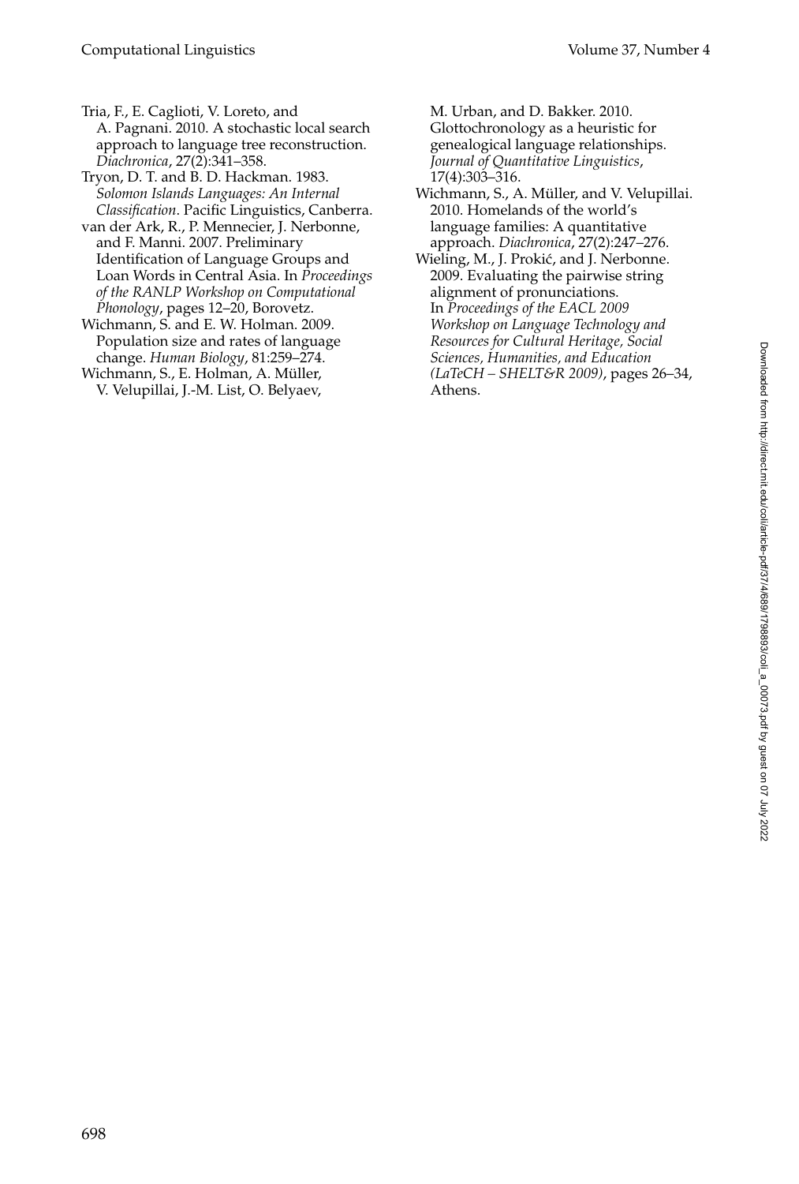Tria, F., E. Caglioti, V. Loreto, and A. Pagnani. 2010. A stochastic local search approach to language tree reconstruction. *Diachronica*, 27(2):341–358.

Tryon, D. T. and B. D. Hackman. 1983. *Solomon Islands Languages: An Internal Classification*. Pacific Linguistics, Canberra.

van der Ark, R., P. Mennecier, J. Nerbonne, and F. Manni. 2007. Preliminary Identification of Language Groups and Loan Words in Central Asia. In *Proceedings of the RANLP Workshop on Computational Phonology*, pages 12–20, Borovetz.

Wichmann, S. and E. W. Holman. 2009. Population size and rates of language change. *Human Biology*, 81:259–274.

Wichmann, S., E. Holman, A. Müller, V. Velupillai, J.-M. List, O. Belyaev, M. Urban, and D. Bakker. 2010. Glottochronology as a heuristic for genealogical language relationships. *Journal of Quantitative Linguistics*, 17(4):303–316.

Wichmann, S., A. Müller, and V. Velupillai. 2010. Homelands of the world's language families: A quantitative approach. *Diachronica*, 27(2):247–276.

Wieling, M., J. Prokić, and J. Nerbonne. 2009. Evaluating the pairwise string alignment of pronunciations. In *Proceedings of the EACL 2009 Workshop on Language Technology and Resources for Cultural Heritage, Social Sciences, Humanities, and Education (LaTeCH – SHELT&R 2009)*, pages 26–34, Athens.